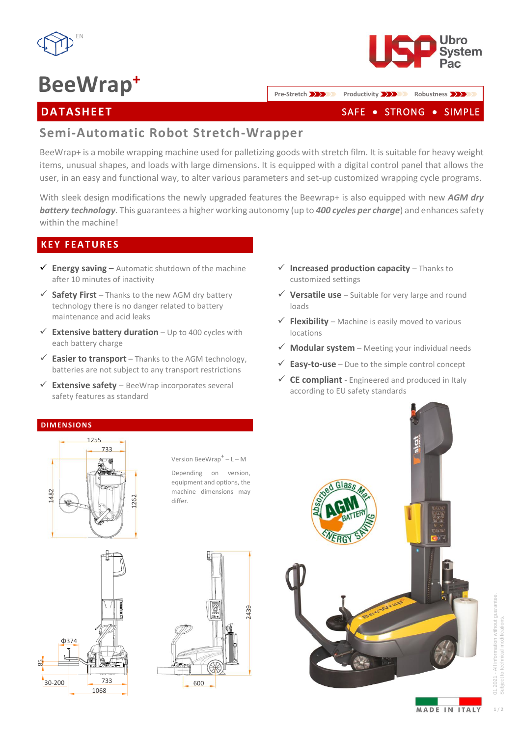EN

# BeeWrap+

Ubro System Pac

Pre-Stretch | Productivity | Robustness

## DATASHEET

SAFE • STRONG • SIMPLE

## Semi-Automatic Robot Stretch-Wrapper

BeeWrap+ is a mobile wrapping machine used for palletizing goods with stretch film. It is suitable for heavy weight items, unusual shapes, and loads with large dimensions. It is equipped with a digital control panel that allows the user, in an easy and functional way, to alter various parameters and set-up customized wrapping cycle programs.

With sleek design modifications the newly upgraded features the Beewrap+ is also equipped with new ***AGM dry battery technology***. This guarantees a higher working autonomy (up to ***400 cycles per charge***) and enhances safety within the machine!

## KEY FEATURES

- ✓ **Energy saving –** Automatic shutdown of the machine after 10 minutes of inactivity
- ✓ **Safety First** – Thanks to the new AGM dry battery technology there is no danger related to battery maintenance and acid leaks
- ✓ **Extensive battery duration** – Up to 400 cycles with each battery charge
- ✓ **Easier to transport** – Thanks to the AGM technology, batteries are not subject to any transport restrictions
- ✓ **Extensive safety** – BeeWrap incorporates several safety features as standard
- ✓ **Increased production capacity** – Thanks to customized settings
- ✓ **Versatile use** – Suitable for very large and round loads
- ✓ **Flexibility** – Machine is easily moved to various locations
- ✓ **Modular system** – Meeting your individual needs
- ✓ **Easy-to-use** – Due to the simple control concept
- ✓ **CE compliant** - Engineered and produced in Italy according to EU safety standards

## DIMENSIONS

1255, 733, 1482, 1262

Version BeeWrap+ – L – M

Depending on version, equipment and options, the machine dimensions may differ.

Φ374, 85, 30-200, 733, 1068, 2439, 600

01.2021 - All information without guarantee. Subject to technical modifications.

MADE IN ITALY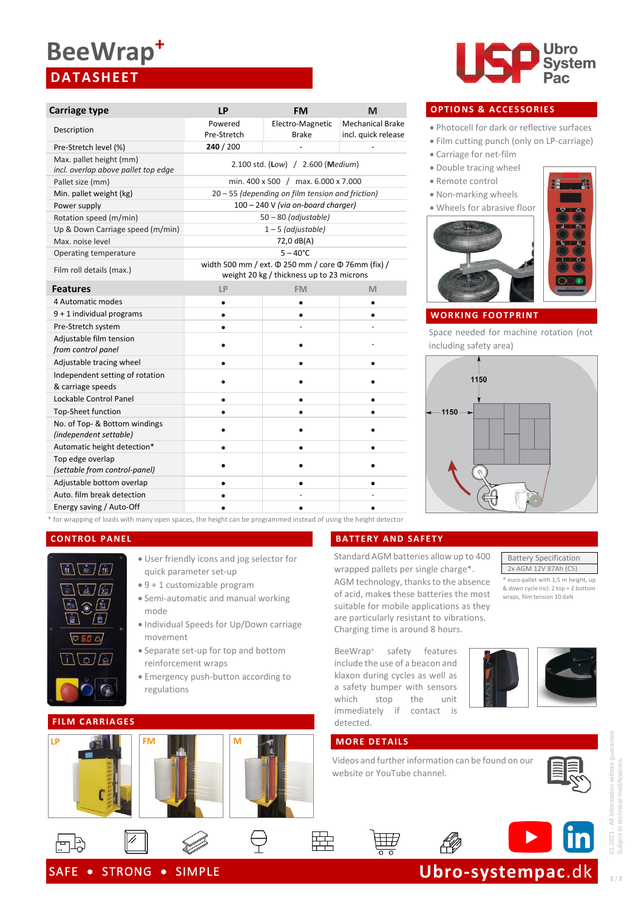# BeeWrap+

## DATASHEET

| Carriage type | LP | FM | M |
|---|---|---|---|
| Description | Powered Pre-Stretch | Electro-Magnetic Brake | Mechanical Brake incl. quick release |
| Pre-Stretch level (%) | **240** / 200 | - | - |
| Max. pallet height (mm) *incl. overlap above pallet top edge* | 2.100 std. (**L**ow) / 2.600 (**M**edium) | | |
| Pallet size (mm) | min. 400 x 500 / max. 6.000 x 7.000 | | |
| Min. pallet weight (kg) | 20 – 55 *(depending on film tension and friction)* | | |
| Power supply | 100 – 240 V *(via on-board charger)* | | |
| Rotation speed (m/min) | 50 – 80 *(adjustable)* | | |
| Up & Down Carriage speed (m/min) | 1 – 5 *(adjustable)* | | |
| Max. noise level | 72,0 dB(A) | | |
| Operating temperature | 5 – 40°C | | |
| Film roll details (max.) | width 500 mm / ext. Φ 250 mm / core Φ 76mm (fix) / weight 20 kg / thickness up to 23 microns | | |
| **Features** | LP | FM | M |
| 4 Automatic modes | • | • | • |
| 9 + 1 individual programs | • | • | • |
| Pre-Stretch system | • | - | - |
| Adjustable film tension *from control panel* | • | • | - |
| Adjustable tracing wheel | • | • | • |
| Independent setting of rotation & carriage speeds | • | • | • |
| Lockable Control Panel | • | • | • |
| Top-Sheet function | • | • | • |
| No. of Top- & Bottom windings *(independent settable)* | • | • | • |
| Automatic height detection* | • | • | • |
| Top edge overlap *(settable from control-panel)* | • | • | • |
| Adjustable bottom overlap | • | • | • |
| Auto. film break detection | • | - | - |
| Energy saving / Auto-Off | • | • | • |

\* for wrapping of loads with many open spaces, the height can be programmed instead of using the height detector

## OPTIONS & ACCESSORIES

- Photocell for dark or reflective surfaces
- Film cutting punch (only on LP-carriage)
- Carriage for net-film
- Double tracing wheel
- Remote control
- Non-marking wheels
- Wheels for abrasive floor

## WORKING FOOTPRINT

Space needed for machine rotation (not including safety area)

1150

1150

## CONTROL PANEL

- User friendly icons and jog selector for quick parameter set-up
- 9 + 1 customizable program
- Semi-automatic and manual working mode
- Individual Speeds for Up/Down carriage movement
- Separate set-up for top and bottom reinforcement wraps
- Emergency push-button according to regulations

## BATTERY AND SAFETY

Standard AGM batteries allow up to 400 wrapped pallets per single charge*. AGM technology, thanks to the absence of acid, makes these batteries the most suitable for mobile applications as they are particularly resistant to vibrations. Charging time is around 8 hours.

| Battery Specification |
|---|
| 2x AGM 12V 87Ah (C5) |

\* euro-pallet with 1,5 m height, up & down cycle incl. 2 top + 2 bottom wraps, film tension 10 daN

BeeWrap+ safety features include the use of a beacon and klaxon during cycles as well as a safety bumper with sensors which stop the unit immediately if contact is detected.

## FILM CARRIAGES

LP

FM

M

## MORE DETAILS

Videos and further information can be found on our website or YouTube channel.

SAFE • STRONG • SIMPLE

Ubro-systempac.dk

01.2021 - All information without guarantee. Subject to technical modifications.